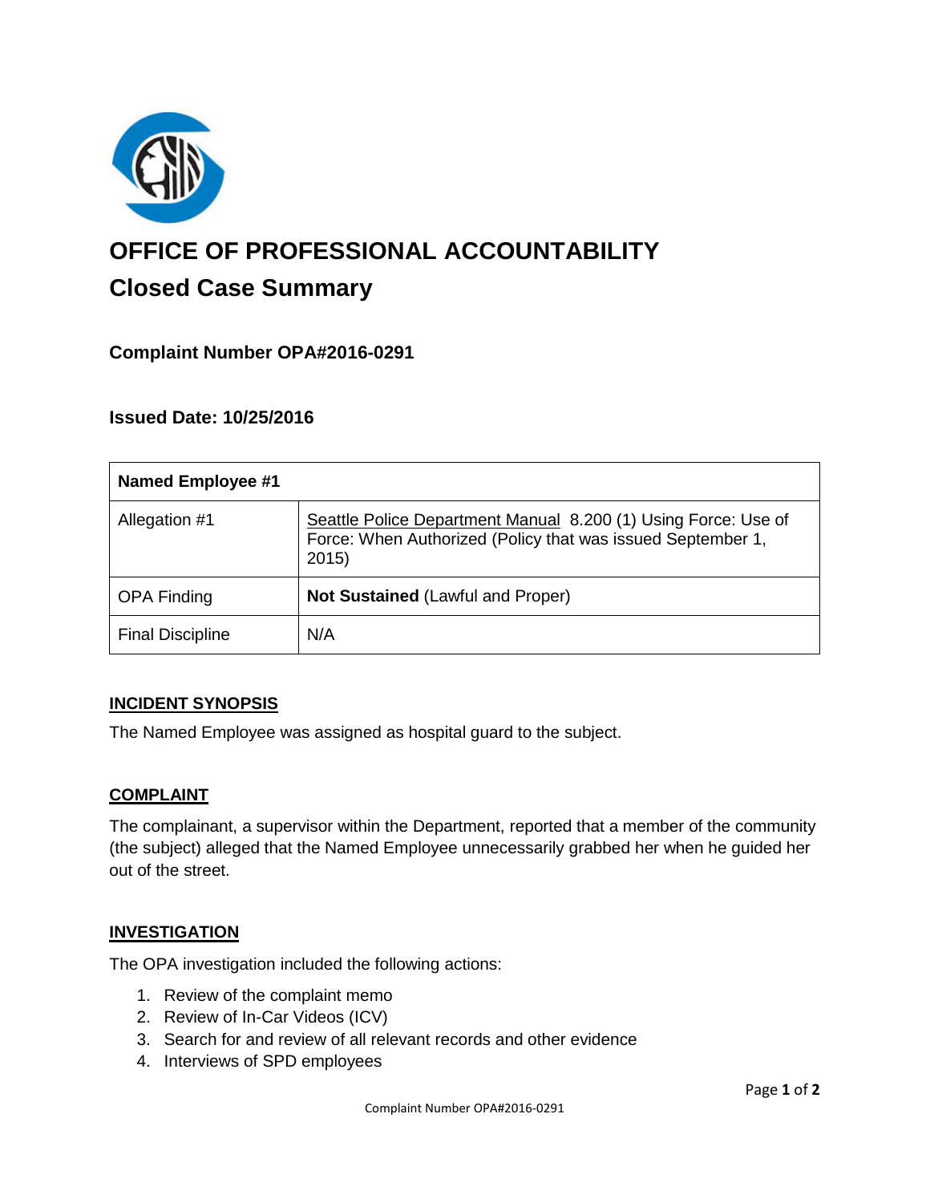# OFFICE OF PROFESSIONAL ACCOUNTABILITY

## Closed Case Summary

### Complaint Number OPA#2016-0291

### Issued Date: 10/25/2016

| Named Employee #1 | |
|---|---|
| Allegation #1 | Seattle Police Department Manual 8.200 (1) Using Force: Use of Force: When Authorized (Policy that was issued September 1, 2015) |
| OPA Finding | **Not Sustained** (Lawful and Proper) |
| Final Discipline | N/A |

### INCIDENT SYNOPSIS

The Named Employee was assigned as hospital guard to the subject.

### COMPLAINT

The complainant, a supervisor within the Department, reported that a member of the community (the subject) alleged that the Named Employee unnecessarily grabbed her when he guided her out of the street.

### INVESTIGATION

The OPA investigation included the following actions:

1. Review of the complaint memo
2. Review of In-Car Videos (ICV)
3. Search for and review of all relevant records and other evidence
4. Interviews of SPD employees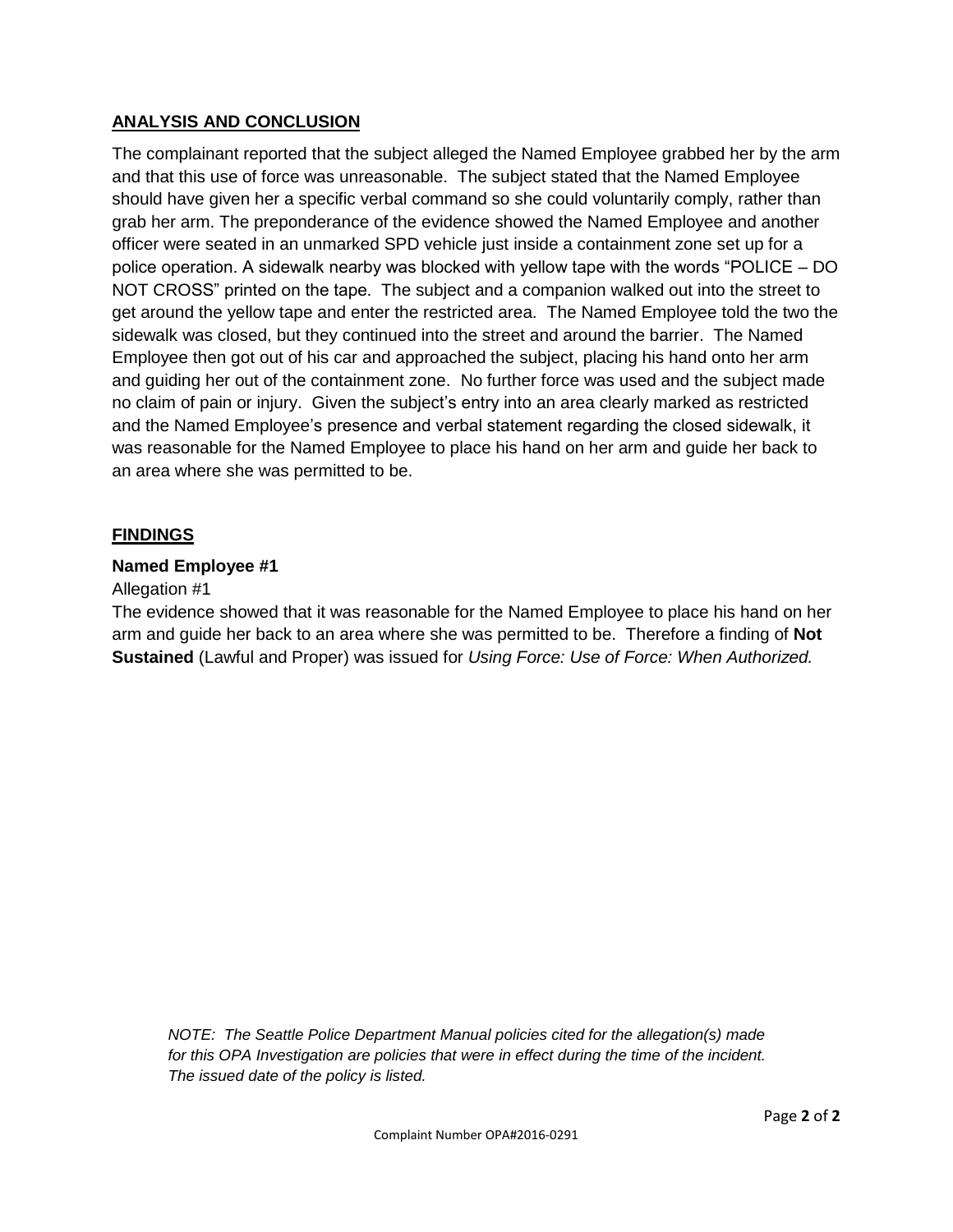## ANALYSIS AND CONCLUSION

The complainant reported that the subject alleged the Named Employee grabbed her by the arm and that this use of force was unreasonable. The subject stated that the Named Employee should have given her a specific verbal command so she could voluntarily comply, rather than grab her arm. The preponderance of the evidence showed the Named Employee and another officer were seated in an unmarked SPD vehicle just inside a containment zone set up for a police operation. A sidewalk nearby was blocked with yellow tape with the words "POLICE – DO NOT CROSS" printed on the tape. The subject and a companion walked out into the street to get around the yellow tape and enter the restricted area. The Named Employee told the two the sidewalk was closed, but they continued into the street and around the barrier. The Named Employee then got out of his car and approached the subject, placing his hand onto her arm and guiding her out of the containment zone. No further force was used and the subject made no claim of pain or injury. Given the subject's entry into an area clearly marked as restricted and the Named Employee's presence and verbal statement regarding the closed sidewalk, it was reasonable for the Named Employee to place his hand on her arm and guide her back to an area where she was permitted to be.

## FINDINGS

**Named Employee #1**

Allegation #1

The evidence showed that it was reasonable for the Named Employee to place his hand on her arm and guide her back to an area where she was permitted to be. Therefore a finding of **Not Sustained** (Lawful and Proper) was issued for *Using Force: Use of Force: When Authorized.*

*NOTE: The Seattle Police Department Manual policies cited for the allegation(s) made for this OPA Investigation are policies that were in effect during the time of the incident. The issued date of the policy is listed.*

Complaint Number OPA#2016-0291